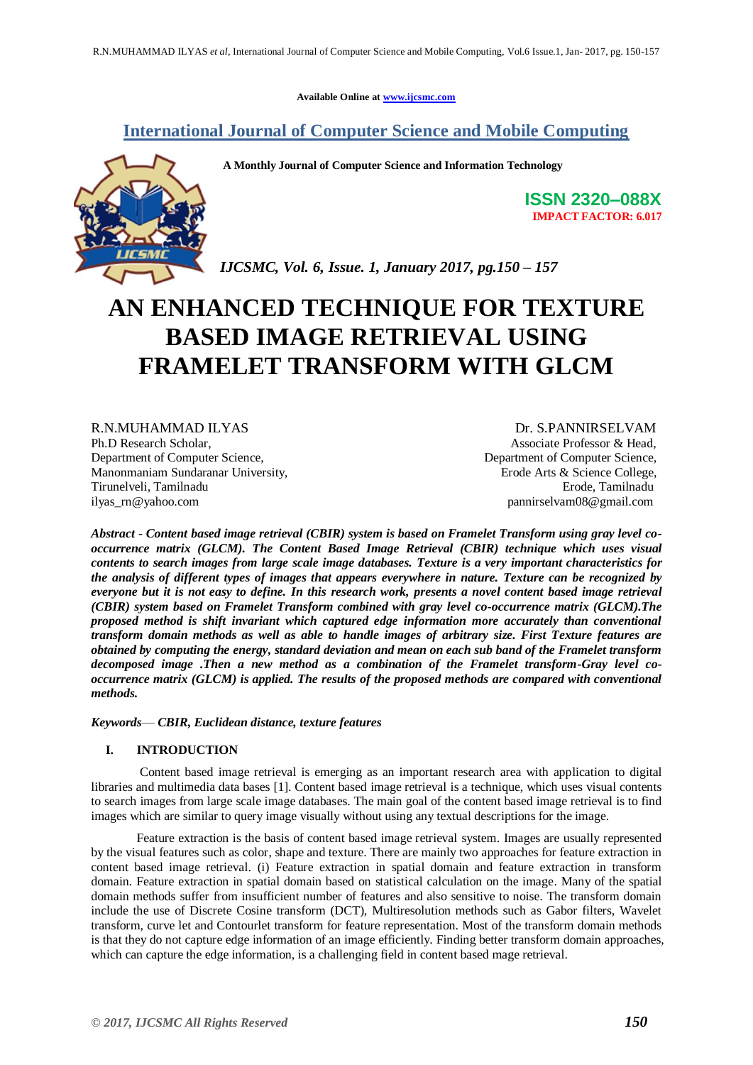Available Online at www.ijcsmc.com

## International Journal of Computer Science and Mobile Computing

**A Monthly Journal of Computer Science and Information Technology**

**ISSN 2320–088X**
**IMPACT FACTOR: 6.017**

***IJCSMC, Vol. 6, Issue. 1, January 2017, pg.150 – 157***

# AN ENHANCED TECHNIQUE FOR TEXTURE BASED IMAGE RETRIEVAL USING FRAMELET TRANSFORM WITH GLCM

R.N.MUHAMMAD ILYAS
Ph.D Research Scholar,
Department of Computer Science,
Manonmaniam Sundaranar University,
Tirunelveli, Tamilnadu
ilyas_rn@yahoo.com

Dr. S.PANNIRSELVAM
Associate Professor & Head,
Department of Computer Science,
Erode Arts & Science College,
Erode, Tamilnadu
pannirselvam08@gmail.com

***Abstract - Content based image retrieval (CBIR) system is based on Framelet Transform using gray level co-occurrence matrix (GLCM). The Content Based Image Retrieval (CBIR) technique which uses visual contents to search images from large scale image databases. Texture is a very important characteristics for the analysis of different types of images that appears everywhere in nature. Texture can be recognized by everyone but it is not easy to define. In this research work, presents a novel content based image retrieval (CBIR) system based on Framelet Transform combined with gray level co-occurrence matrix (GLCM).The proposed method is shift invariant which captured edge information more accurately than conventional transform domain methods as well as able to handle images of arbitrary size. First Texture features are obtained by computing the energy, standard deviation and mean on each sub band of the Framelet transform decomposed image .Then a new method as a combination of the Framelet transform-Gray level co-occurrence matrix (GLCM) is applied. The results of the proposed methods are compared with conventional methods.***

***Keywords— CBIR, Euclidean distance, texture features***

## I. INTRODUCTION

Content based image retrieval is emerging as an important research area with application to digital libraries and multimedia data bases [1]. Content based image retrieval is a technique, which uses visual contents to search images from large scale image databases. The main goal of the content based image retrieval is to find images which are similar to query image visually without using any textual descriptions for the image.

Feature extraction is the basis of content based image retrieval system. Images are usually represented by the visual features such as color, shape and texture. There are mainly two approaches for feature extraction in content based image retrieval. (i) Feature extraction in spatial domain and feature extraction in transform domain. Feature extraction in spatial domain based on statistical calculation on the image. Many of the spatial domain methods suffer from insufficient number of features and also sensitive to noise. The transform domain include the use of Discrete Cosine transform (DCT), Multiresolution methods such as Gabor filters, Wavelet transform, curve let and Contourlet transform for feature representation. Most of the transform domain methods is that they do not capture edge information of an image efficiently. Finding better transform domain approaches, which can capture the edge information, is a challenging field in content based mage retrieval.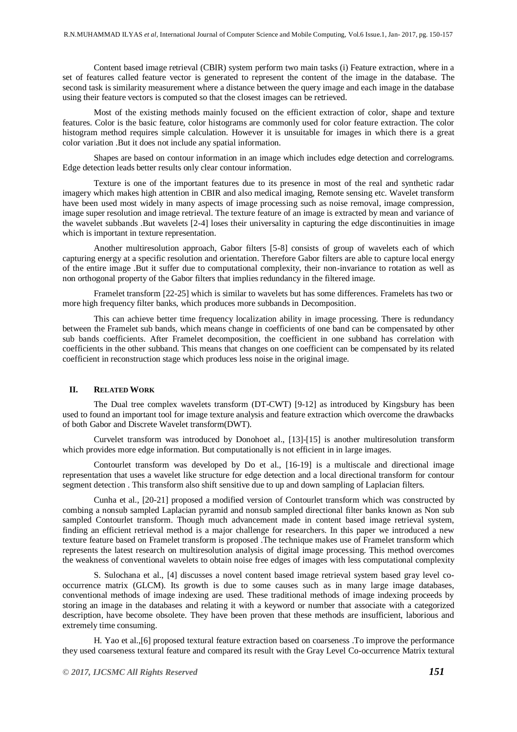Content based image retrieval (CBIR) system perform two main tasks (i) Feature extraction, where in a set of features called feature vector is generated to represent the content of the image in the database. The second task is similarity measurement where a distance between the query image and each image in the database using their feature vectors is computed so that the closest images can be retrieved.

Most of the existing methods mainly focused on the efficient extraction of color, shape and texture features. Color is the basic feature, color histograms are commonly used for color feature extraction. The color histogram method requires simple calculation. However it is unsuitable for images in which there is a great color variation .But it does not include any spatial information.

Shapes are based on contour information in an image which includes edge detection and correlograms. Edge detection leads better results only clear contour information.

Texture is one of the important features due to its presence in most of the real and synthetic radar imagery which makes high attention in CBIR and also medical imaging, Remote sensing etc. Wavelet transform have been used most widely in many aspects of image processing such as noise removal, image compression, image super resolution and image retrieval. The texture feature of an image is extracted by mean and variance of the wavelet subbands .But wavelets [2-4] loses their universality in capturing the edge discontinuities in image which is important in texture representation.

Another multiresolution approach, Gabor filters [5-8] consists of group of wavelets each of which capturing energy at a specific resolution and orientation. Therefore Gabor filters are able to capture local energy of the entire image .But it suffer due to computational complexity, their non-invariance to rotation as well as non orthogonal property of the Gabor filters that implies redundancy in the filtered image.

Framelet transform [22-25] which is similar to wavelets but has some differences. Framelets has two or more high frequency filter banks, which produces more subbands in Decomposition.

This can achieve better time frequency localization ability in image processing. There is redundancy between the Framelet sub bands, which means change in coefficients of one band can be compensated by other sub bands coefficients. After Framelet decomposition, the coefficient in one subband has correlation with coefficients in the other subband. This means that changes on one coefficient can be compensated by its related coefficient in reconstruction stage which produces less noise in the original image.

## II. RELATED WORK

The Dual tree complex wavelets transform (DT-CWT) [9-12] as introduced by Kingsbury has been used to found an important tool for image texture analysis and feature extraction which overcome the drawbacks of both Gabor and Discrete Wavelet transform(DWT).

Curvelet transform was introduced by Donohoet al., [13]-[15] is another multiresolution transform which provides more edge information. But computationally is not efficient in in large images.

Contourlet transform was developed by Do et al., [16-19] is a multiscale and directional image representation that uses a wavelet like structure for edge detection and a local directional transform for contour segment detection . This transform also shift sensitive due to up and down sampling of Laplacian filters.

Cunha et al., [20-21] proposed a modified version of Contourlet transform which was constructed by combing a nonsub sampled Laplacian pyramid and nonsub sampled directional filter banks known as Non sub sampled Contourlet transform. Though much advancement made in content based image retrieval system, finding an efficient retrieval method is a major challenge for researchers. In this paper we introduced a new texture feature based on Framelet transform is proposed .The technique makes use of Framelet transform which represents the latest research on multiresolution analysis of digital image processing. This method overcomes the weakness of conventional wavelets to obtain noise free edges of images with less computational complexity

S. Sulochana et al., [4] discusses a novel content based image retrieval system based gray level co-occurrence matrix (GLCM). Its growth is due to some causes such as in many large image databases, conventional methods of image indexing are used. These traditional methods of image indexing proceeds by storing an image in the databases and relating it with a keyword or number that associate with a categorized description, have become obsolete. They have been proven that these methods are insufficient, laborious and extremely time consuming.

H. Yao et al.,[6] proposed textural feature extraction based on coarseness .To improve the performance they used coarseness textural feature and compared its result with the Gray Level Co-occurrence Matrix textural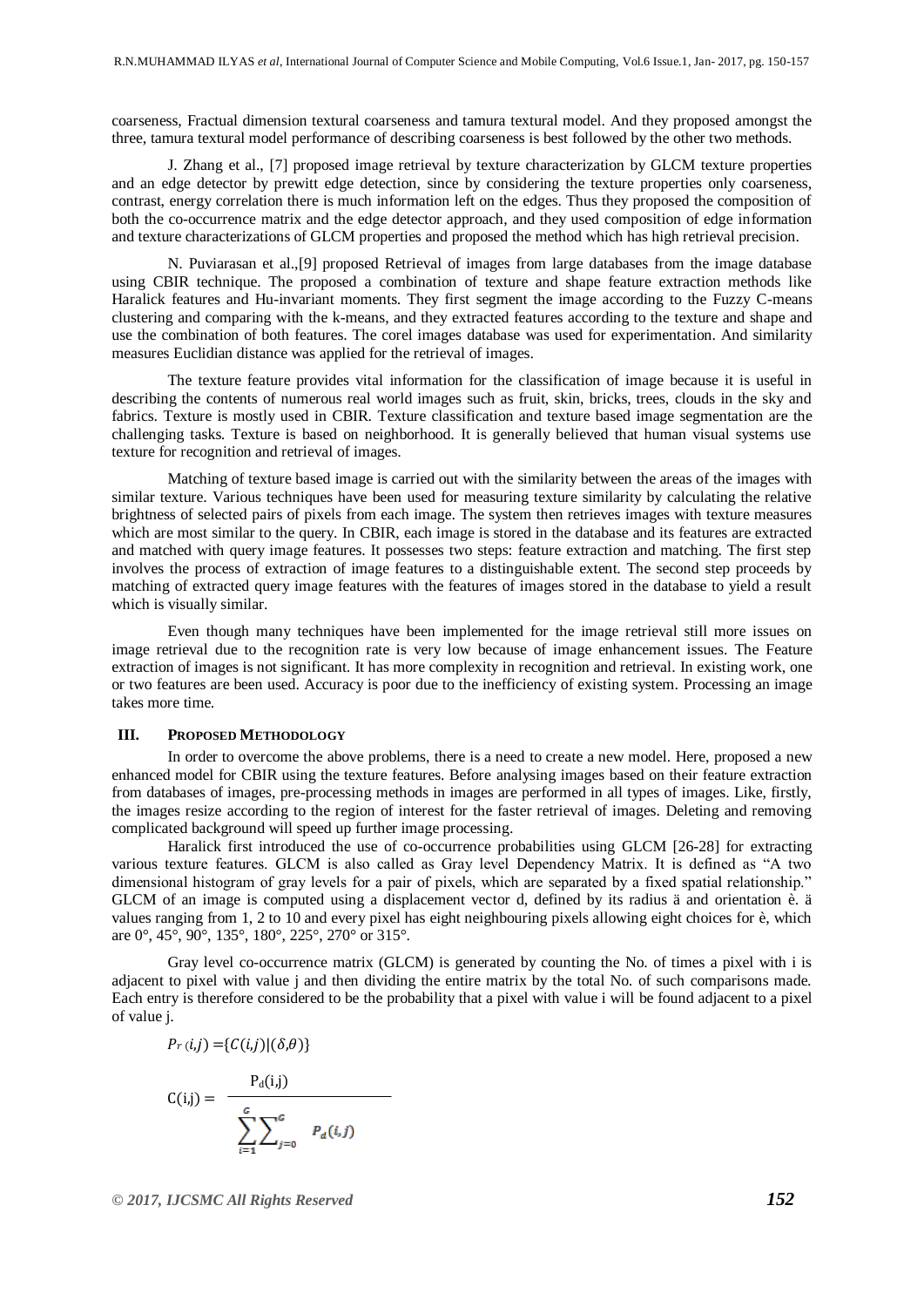coarseness, Fractual dimension textural coarseness and tamura textural model. And they proposed amongst the three, tamura textural model performance of describing coarseness is best followed by the other two methods.

J. Zhang et al., [7] proposed image retrieval by texture characterization by GLCM texture properties and an edge detector by prewitt edge detection, since by considering the texture properties only coarseness, contrast, energy correlation there is much information left on the edges. Thus they proposed the composition of both the co-occurrence matrix and the edge detector approach, and they used composition of edge information and texture characterizations of GLCM properties and proposed the method which has high retrieval precision.

N. Puviarasan et al.,[9] proposed Retrieval of images from large databases from the image database using CBIR technique. The proposed a combination of texture and shape feature extraction methods like Haralick features and Hu-invariant moments. They first segment the image according to the Fuzzy C-means clustering and comparing with the k-means, and they extracted features according to the texture and shape and use the combination of both features. The corel images database was used for experimentation. And similarity measures Euclidian distance was applied for the retrieval of images.

The texture feature provides vital information for the classification of image because it is useful in describing the contents of numerous real world images such as fruit, skin, bricks, trees, clouds in the sky and fabrics. Texture is mostly used in CBIR. Texture classification and texture based image segmentation are the challenging tasks. Texture is based on neighborhood. It is generally believed that human visual systems use texture for recognition and retrieval of images.

Matching of texture based image is carried out with the similarity between the areas of the images with similar texture. Various techniques have been used for measuring texture similarity by calculating the relative brightness of selected pairs of pixels from each image. The system then retrieves images with texture measures which are most similar to the query. In CBIR, each image is stored in the database and its features are extracted and matched with query image features. It possesses two steps: feature extraction and matching. The first step involves the process of extraction of image features to a distinguishable extent. The second step proceeds by matching of extracted query image features with the features of images stored in the database to yield a result which is visually similar.

Even though many techniques have been implemented for the image retrieval still more issues on image retrieval due to the recognition rate is very low because of image enhancement issues. The Feature extraction of images is not significant. It has more complexity in recognition and retrieval. In existing work, one or two features are been used. Accuracy is poor due to the inefficiency of existing system. Processing an image takes more time.

## III. PROPOSED METHODOLOGY

In order to overcome the above problems, there is a need to create a new model. Here, proposed a new enhanced model for CBIR using the texture features. Before analysing images based on their feature extraction from databases of images, pre-processing methods in images are performed in all types of images. Like, firstly, the images resize according to the region of interest for the faster retrieval of images. Deleting and removing complicated background will speed up further image processing.

Haralick first introduced the use of co-occurrence probabilities using GLCM [26-28] for extracting various texture features. GLCM is also called as Gray level Dependency Matrix. It is defined as "A two dimensional histogram of gray levels for a pair of pixels, which are separated by a fixed spatial relationship." GLCM of an image is computed using a displacement vector d, defined by its radius ä and orientation è. ä values ranging from 1, 2 to 10 and every pixel has eight neighbouring pixels allowing eight choices for è, which are 0°, 45°, 90°, 135°, 180°, 225°, 270° or 315°.

Gray level co-occurrence matrix (GLCM) is generated by counting the No. of times a pixel with i is adjacent to pixel with value j and then dividing the entire matrix by the total No. of such comparisons made. Each entry is therefore considered to be the probability that a pixel with value i will be found adjacent to a pixel of value j.

$$P_r(i,j) = \{C(i,j) | (\delta,\theta)\}$$

$$C(i,j) = \frac{P_d(i,j)}{\sum_{i=1}^{G}\sum_{j=0}^{G} P_d(i,j)}$$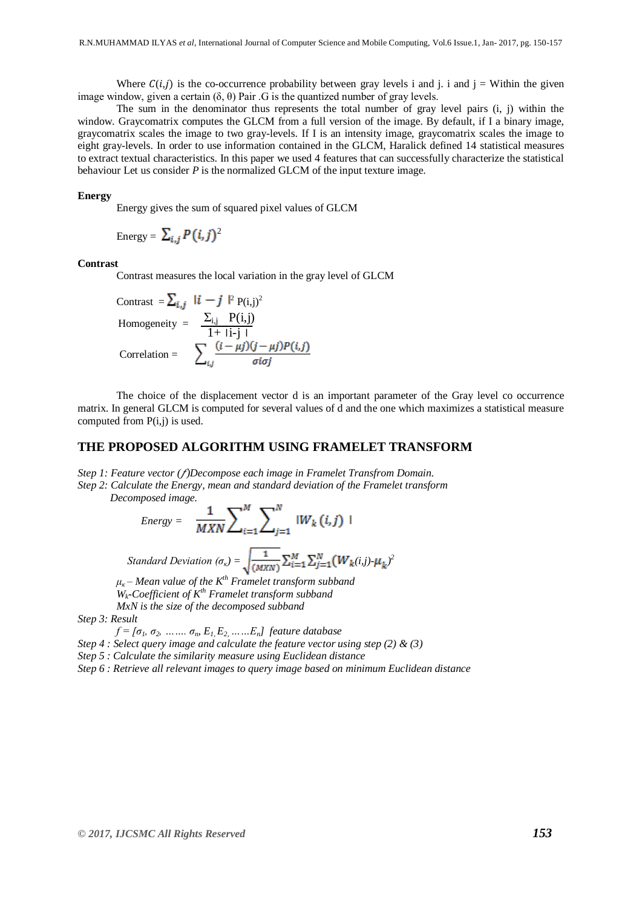Where $C(i,j)$ is the co-occurrence probability between gray levels i and j. i and j = Within the given image window, given a certain (δ, θ) Pair .G is the quantized number of gray levels.

The sum in the denominator thus represents the total number of gray level pairs (i, j) within the window. Graycomatrix computes the GLCM from a full version of the image. By default, if I a binary image, graycomatrix scales the image to two gray-levels. If I is an intensity image, graycomatrix scales the image to eight gray-levels. In order to use information contained in the GLCM, Haralick defined 14 statistical measures to extract textual characteristics. In this paper we used 4 features that can successfully characterize the statistical behaviour Let us consider *P* is the normalized GLCM of the input texture image.

**Energy**

Energy gives the sum of squared pixel values of GLCM

$$\text{Energy} = \sum_{i,j} P(i,j)^2$$

**Contrast**

Contrast measures the local variation in the gray level of GLCM

$$\text{Contrast} = \sum_{i,j} |i-j|^2 P(i,j)^2$$

$$\text{Homogeneity} = \frac{\sum_{i,j} P(i,j)}{1+|i-j|}$$

$$\text{Correlation} = \sum_{i,j} \frac{(i-\mu j)(j-\mu j)P(i,j)}{\sigma i \sigma j}$$

The choice of the displacement vector d is an important parameter of the Gray level co occurrence matrix. In general GLCM is computed for several values of d and the one which maximizes a statistical measure computed from P(i,j) is used.

## THE PROPOSED ALGORITHM USING FRAMELET TRANSFORM

*Step 1: Feature vector (ƒ)Decompose each image in Framelet Transfrom Domain.*

*Step 2: Calculate the Energy, mean and standard deviation of the Framelet transform Decomposed image.*

$$\text{Energy} = \frac{1}{MXN}\sum_{i=1}^{M}\sum_{j=1}^{N} |W_k(i,j)|$$

$$\text{Standard Deviation } (\sigma_\kappa) = \sqrt{\frac{1}{(MXN)}} \sum_{i=1}^{M}\sum_{j=1}^{N}(W_k(i,j)-\mu_k)^2$$

*$\mu_\kappa$ – Mean value of the $K^{th}$ Framelet transform subband*

*$W_k$-Coefficient of $K^{th}$ Framelet transform subband*

*MxN is the size of the decomposed subband*

*Step 3: Result*

*$f = [\sigma_1, \sigma_2, \ldots\ldots \sigma_n, E_1, E_2, \ldots\ldots E_n]$ feature database*

*Step 4 : Select query image and calculate the feature vector using step (2) & (3)*

*Step 5 : Calculate the similarity measure using Euclidean distance*

*Step 6 : Retrieve all relevant images to query image based on minimum Euclidean distance*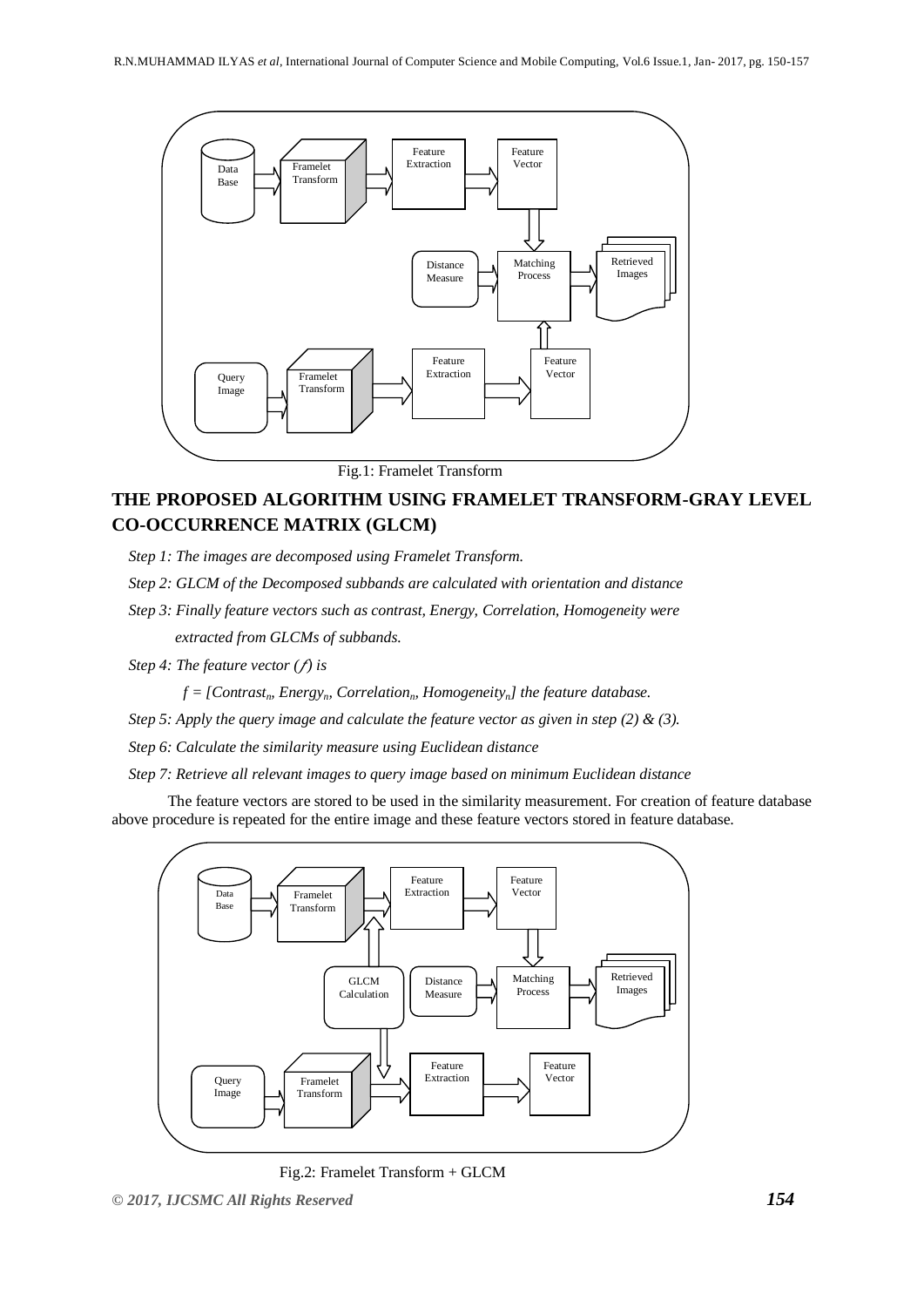Data Base

Framelet Transform

Feature Extraction

Feature Vector

Distance Measure

Matching Process

Retrieved Images

Query Image

Framelet Transform

Feature Extraction

Feature Vector

Fig.1: Framelet Transform

## THE PROPOSED ALGORITHM USING FRAMELET TRANSFORM-GRAY LEVEL CO-OCCURRENCE MATRIX (GLCM)

*Step 1: The images are decomposed using Framelet Transform.*

*Step 2: GLCM of the Decomposed subbands are calculated with orientation and distance*

*Step 3: Finally feature vectors such as contrast, Energy, Correlation, Homogeneity were extracted from GLCMs of subbands.*

*Step 4: The feature vector ($f$) is*

*$f = [Contrast_n, Energy_n, Correlation_n, Homogeneity_n]$ the feature database.*

*Step 5: Apply the query image and calculate the feature vector as given in step (2) & (3).*

*Step 6: Calculate the similarity measure using Euclidean distance*

*Step 7: Retrieve all relevant images to query image based on minimum Euclidean distance*

The feature vectors are stored to be used in the similarity measurement. For creation of feature database above procedure is repeated for the entire image and these feature vectors stored in feature database.

Data Base

Framelet Transform

Feature Extraction

Feature Vector

GLCM Calculation

Distance Measure

Matching Process

Retrieved Images

Query Image

Framelet Transform

Feature Extraction

Feature Vector

Fig.2: Framelet Transform + GLCM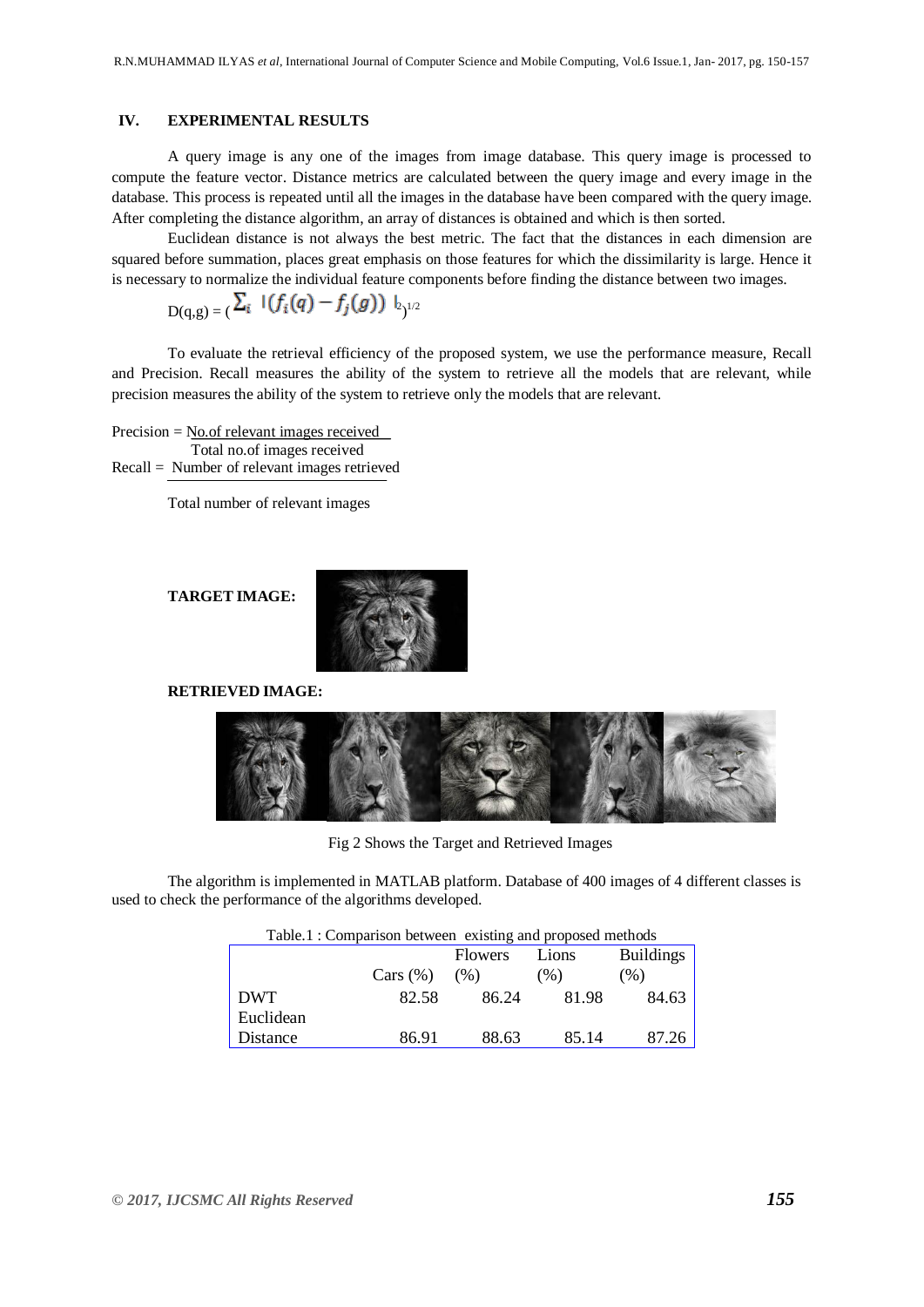## IV. EXPERIMENTAL RESULTS

A query image is any one of the images from image database. This query image is processed to compute the feature vector. Distance metrics are calculated between the query image and every image in the database. This process is repeated until all the images in the database have been compared with the query image. After completing the distance algorithm, an array of distances is obtained and which is then sorted.

Euclidean distance is not always the best metric. The fact that the distances in each dimension are squared before summation, places great emphasis on those features for which the dissimilarity is large. Hence it is necessary to normalize the individual feature components before finding the distance between two images.

$$D(q,g) = \left(\sum_i |(f_i(q) - f_j(g))|^2\right)^{1/2}$$

To evaluate the retrieval efficiency of the proposed system, we use the performance measure, Recall and Precision. Recall measures the ability of the system to retrieve all the models that are relevant, while precision measures the ability of the system to retrieve only the models that are relevant.

$$\text{Precision} = \frac{\text{No.of relevant images received}}{\text{Total no.of images received}}$$

$$\text{Recall} = \frac{\text{Number of relevant images retrieved}}{\text{Total number of relevant images}}$$

**TARGET IMAGE:**

**RETRIEVED IMAGE:**

Fig 2 Shows the Target and Retrieved Images

The algorithm is implemented in MATLAB platform. Database of 400 images of 4 different classes is used to check the performance of the algorithms developed.

Table.1 : Comparison between existing and proposed methods

| | Cars (%) | Flowers (%) | Lions (%) | Buildings (%) |
|---|---|---|---|---|
| DWT | 82.58 | 86.24 | 81.98 | 84.63 |
| Euclidean Distance | 86.91 | 88.63 | 85.14 | 87.26 |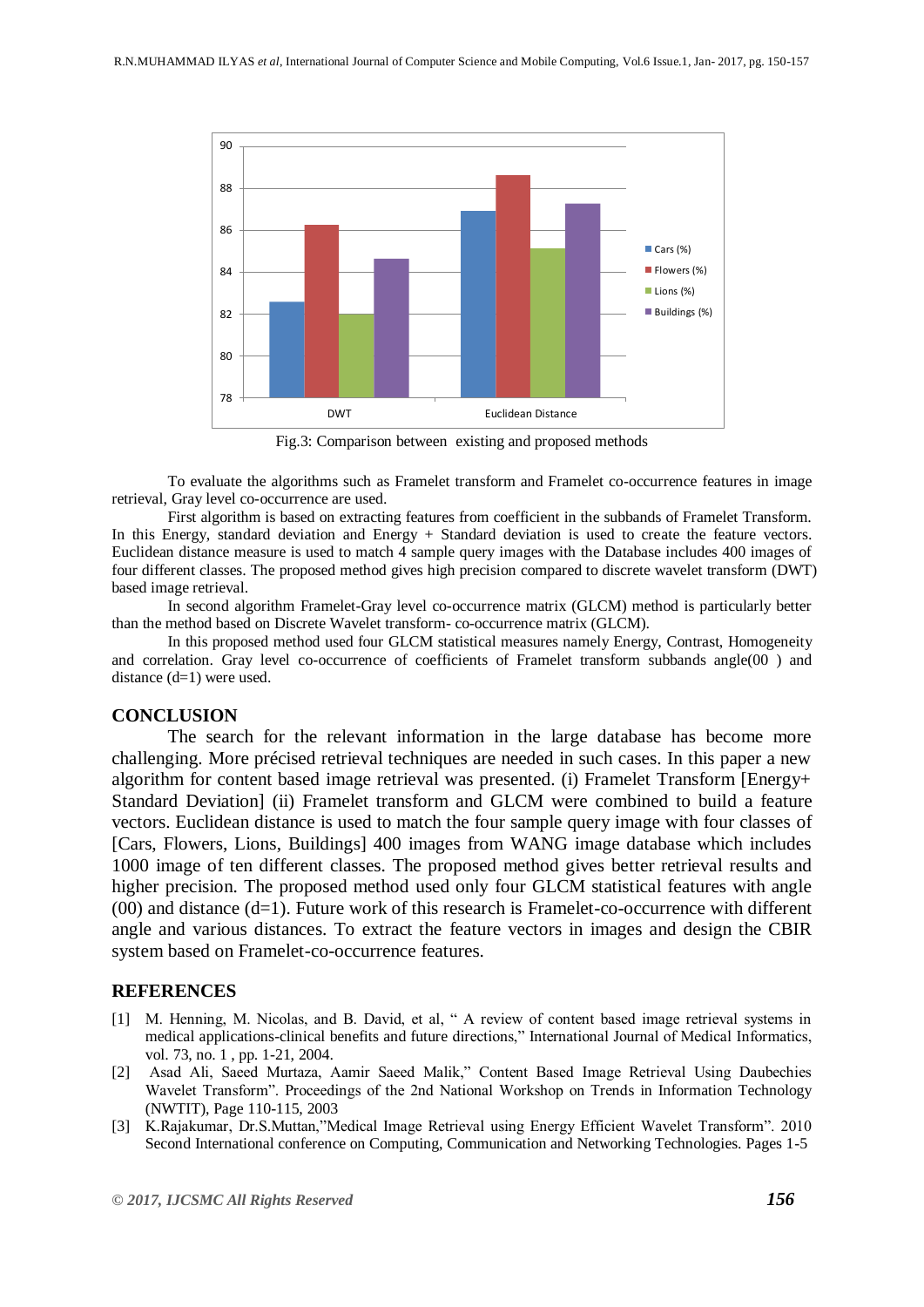90
88
86
84
82
80
78

DWT
Euclidean Distance

Cars (%)
Flowers (%)
Lions (%)
Buildings (%)

Fig.3: Comparison between existing and proposed methods

To evaluate the algorithms such as Framelet transform and Framelet co-occurrence features in image retrieval, Gray level co-occurrence are used.

First algorithm is based on extracting features from coefficient in the subbands of Framelet Transform. In this Energy, standard deviation and Energy + Standard deviation is used to create the feature vectors. Euclidean distance measure is used to match 4 sample query images with the Database includes 400 images of four different classes. The proposed method gives high precision compared to discrete wavelet transform (DWT) based image retrieval.

In second algorithm Framelet-Gray level co-occurrence matrix (GLCM) method is particularly better than the method based on Discrete Wavelet transform- co-occurrence matrix (GLCM).

In this proposed method used four GLCM statistical measures namely Energy, Contrast, Homogeneity and correlation. Gray level co-occurrence of coefficients of Framelet transform subbands angle(00 ) and distance (d=1) were used.

## CONCLUSION

The search for the relevant information in the large database has become more challenging. More précised retrieval techniques are needed in such cases. In this paper a new algorithm for content based image retrieval was presented. (i) Framelet Transform [Energy+ Standard Deviation] (ii) Framelet transform and GLCM were combined to build a feature vectors. Euclidean distance is used to match the four sample query image with four classes of [Cars, Flowers, Lions, Buildings] 400 images from WANG image database which includes 1000 image of ten different classes. The proposed method gives better retrieval results and higher precision. The proposed method used only four GLCM statistical features with angle (00) and distance (d=1). Future work of this research is Framelet-co-occurrence with different angle and various distances. To extract the feature vectors in images and design the CBIR system based on Framelet-co-occurrence features.

## REFERENCES

[1] M. Henning, M. Nicolas, and B. David, et al, " A review of content based image retrieval systems in medical applications-clinical benefits and future directions," International Journal of Medical Informatics, vol. 73, no. 1 , pp. 1-21, 2004.

[2] Asad Ali, Saeed Murtaza, Aamir Saeed Malik," Content Based Image Retrieval Using Daubechies Wavelet Transform". Proceedings of the 2nd National Workshop on Trends in Information Technology (NWTIT), Page 110-115, 2003

[3] K.Rajakumar, Dr.S.Muttan,"Medical Image Retrieval using Energy Efficient Wavelet Transform". 2010 Second International conference on Computing, Communication and Networking Technologies. Pages 1-5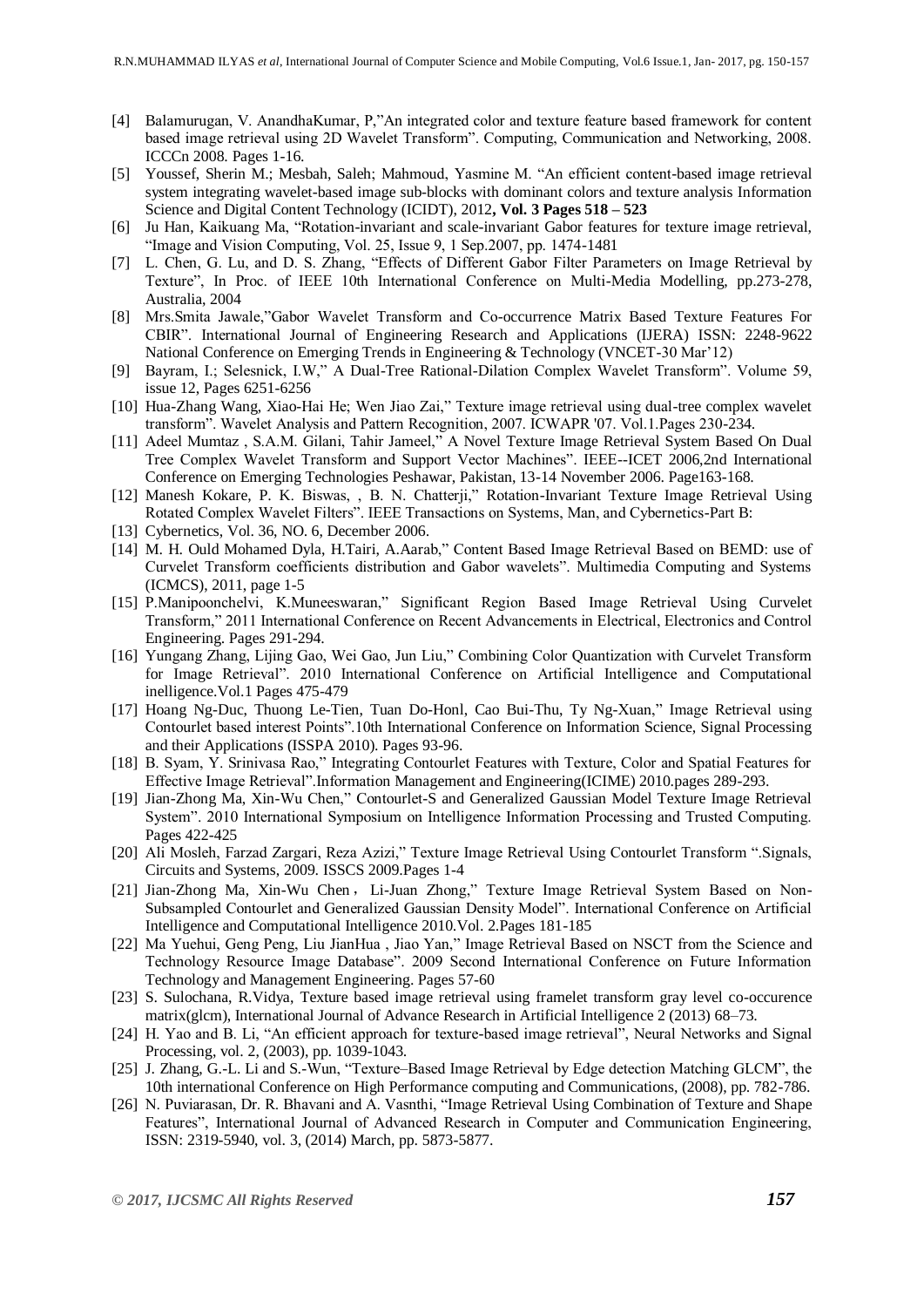[4] Balamurugan, V. AnandhaKumar, P,"An integrated color and texture feature based framework for content based image retrieval using 2D Wavelet Transform". Computing, Communication and Networking, 2008. ICCCn 2008. Pages 1-16.

[5] Youssef, Sherin M.; Mesbah, Saleh; Mahmoud, Yasmine M. "An efficient content-based image retrieval system integrating wavelet-based image sub-blocks with dominant colors and texture analysis Information Science and Digital Content Technology (ICIDT), 2012**, Vol. 3 Pages 518 – 523**

[6] Ju Han, Kaikuang Ma, "Rotation-invariant and scale-invariant Gabor features for texture image retrieval, "Image and Vision Computing, Vol. 25, Issue 9, 1 Sep.2007, pp. 1474-1481

[7] L. Chen, G. Lu, and D. S. Zhang, "Effects of Different Gabor Filter Parameters on Image Retrieval by Texture", In Proc. of IEEE 10th International Conference on Multi-Media Modelling, pp.273-278, Australia, 2004

[8] Mrs.Smita Jawale,"Gabor Wavelet Transform and Co-occurrence Matrix Based Texture Features For CBIR". International Journal of Engineering Research and Applications (IJERA) ISSN: 2248-9622 National Conference on Emerging Trends in Engineering & Technology (VNCET-30 Mar'12)

[9] Bayram, I.; Selesnick, I.W," A Dual-Tree Rational-Dilation Complex Wavelet Transform". Volume 59, issue 12, Pages 6251-6256

[10] Hua-Zhang Wang, Xiao-Hai He; Wen Jiao Zai," Texture image retrieval using dual-tree complex wavelet transform". Wavelet Analysis and Pattern Recognition, 2007. ICWAPR '07. Vol.1.Pages 230-234.

[11] Adeel Mumtaz , S.A.M. Gilani, Tahir Jameel," A Novel Texture Image Retrieval System Based On Dual Tree Complex Wavelet Transform and Support Vector Machines". IEEE--ICET 2006,2nd International Conference on Emerging Technologies Peshawar, Pakistan, 13-14 November 2006. Page163-168.

[12] Manesh Kokare, P. K. Biswas, , B. N. Chatterji," Rotation-Invariant Texture Image Retrieval Using Rotated Complex Wavelet Filters". IEEE Transactions on Systems, Man, and Cybernetics-Part B:

[13] Cybernetics, Vol. 36, NO. 6, December 2006.

[14] M. H. Ould Mohamed Dyla, H.Tairi, A.Aarab," Content Based Image Retrieval Based on BEMD: use of Curvelet Transform coefficients distribution and Gabor wavelets". Multimedia Computing and Systems (ICMCS), 2011, page 1-5

[15] P.Manipoonchelvi, K.Muneeswaran," Significant Region Based Image Retrieval Using Curvelet Transform," 2011 International Conference on Recent Advancements in Electrical, Electronics and Control Engineering. Pages 291-294.

[16] Yungang Zhang, Lijing Gao, Wei Gao, Jun Liu," Combining Color Quantization with Curvelet Transform for Image Retrieval". 2010 International Conference on Artificial Intelligence and Computational inelligence.Vol.1 Pages 475-479

[17] Hoang Ng-Duc, Thuong Le-Tien, Tuan Do-Honl, Cao Bui-Thu, Ty Ng-Xuan," Image Retrieval using Contourlet based interest Points".10th International Conference on Information Science, Signal Processing and their Applications (ISSPA 2010). Pages 93-96.

[18] B. Syam, Y. Srinivasa Rao," Integrating Contourlet Features with Texture, Color and Spatial Features for Effective Image Retrieval".Information Management and Engineering(ICIME) 2010.pages 289-293.

[19] Jian-Zhong Ma, Xin-Wu Chen," Contourlet-S and Generalized Gaussian Model Texture Image Retrieval System". 2010 International Symposium on Intelligence Information Processing and Trusted Computing. Pages 422-425

[20] Ali Mosleh, Farzad Zargari, Reza Azizi," Texture Image Retrieval Using Contourlet Transform ".Signals, Circuits and Systems, 2009. ISSCS 2009.Pages 1-4

[21] Jian-Zhong Ma, Xin-Wu Chen，Li-Juan Zhong," Texture Image Retrieval System Based on Non-Subsampled Contourlet and Generalized Gaussian Density Model". International Conference on Artificial Intelligence and Computational Intelligence 2010.Vol. 2.Pages 181-185

[22] Ma Yuehui, Geng Peng, Liu JianHua , Jiao Yan," Image Retrieval Based on NSCT from the Science and Technology Resource Image Database". 2009 Second International Conference on Future Information Technology and Management Engineering. Pages 57-60

[23] S. Sulochana, R.Vidya, Texture based image retrieval using framelet transform gray level co-occurence matrix(glcm), International Journal of Advance Research in Artificial Intelligence 2 (2013) 68–73.

[24] H. Yao and B. Li, "An efficient approach for texture-based image retrieval", Neural Networks and Signal Processing, vol. 2, (2003), pp. 1039-1043.

[25] J. Zhang, G.-L. Li and S.-Wun, "Texture–Based Image Retrieval by Edge detection Matching GLCM", the 10th international Conference on High Performance computing and Communications, (2008), pp. 782-786.

[26] N. Puviarasan, Dr. R. Bhavani and A. Vasnthi, "Image Retrieval Using Combination of Texture and Shape Features", International Journal of Advanced Research in Computer and Communication Engineering, ISSN: 2319-5940, vol. 3, (2014) March, pp. 5873-5877.